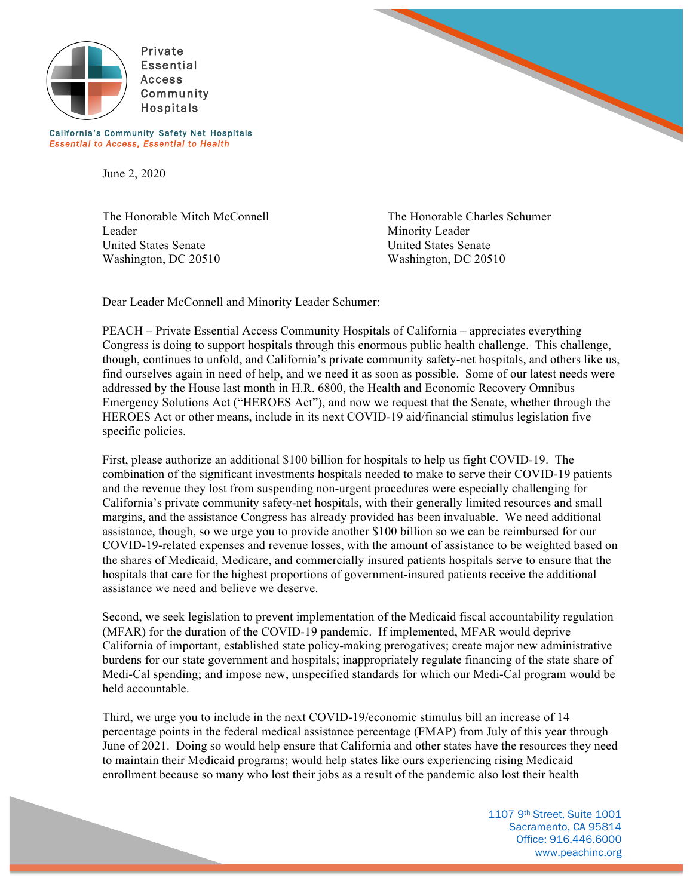Private Essential Access Community Hospitals

California's Community Safety Net Hospitals
*Essential to Access, Essential to Health*

June 2, 2020

The Honorable Mitch McConnell
Leader
United States Senate
Washington, DC 20510

The Honorable Charles Schumer
Minority Leader
United States Senate
Washington, DC 20510

Dear Leader McConnell and Minority Leader Schumer:

PEACH – Private Essential Access Community Hospitals of California – appreciates everything Congress is doing to support hospitals through this enormous public health challenge. This challenge, though, continues to unfold, and California's private community safety-net hospitals, and others like us, find ourselves again in need of help, and we need it as soon as possible. Some of our latest needs were addressed by the House last month in H.R. 6800, the Health and Economic Recovery Omnibus Emergency Solutions Act ("HEROES Act"), and now we request that the Senate, whether through the HEROES Act or other means, include in its next COVID-19 aid/financial stimulus legislation five specific policies.

First, please authorize an additional $100 billion for hospitals to help us fight COVID-19. The combination of the significant investments hospitals needed to make to serve their COVID-19 patients and the revenue they lost from suspending non-urgent procedures were especially challenging for California's private community safety-net hospitals, with their generally limited resources and small margins, and the assistance Congress has already provided has been invaluable. We need additional assistance, though, so we urge you to provide another $100 billion so we can be reimbursed for our COVID-19-related expenses and revenue losses, with the amount of assistance to be weighted based on the shares of Medicaid, Medicare, and commercially insured patients hospitals serve to ensure that the hospitals that care for the highest proportions of government-insured patients receive the additional assistance we need and believe we deserve.

Second, we seek legislation to prevent implementation of the Medicaid fiscal accountability regulation (MFAR) for the duration of the COVID-19 pandemic. If implemented, MFAR would deprive California of important, established state policy-making prerogatives; create major new administrative burdens for our state government and hospitals; inappropriately regulate financing of the state share of Medi-Cal spending; and impose new, unspecified standards for which our Medi-Cal program would be held accountable.

Third, we urge you to include in the next COVID-19/economic stimulus bill an increase of 14 percentage points in the federal medical assistance percentage (FMAP) from July of this year through June of 2021. Doing so would help ensure that California and other states have the resources they need to maintain their Medicaid programs; would help states like ours experiencing rising Medicaid enrollment because so many who lost their jobs as a result of the pandemic also lost their health

1107 9th Street, Suite 1001
Sacramento, CA 95814
Office: 916.446.6000
www.peachinc.org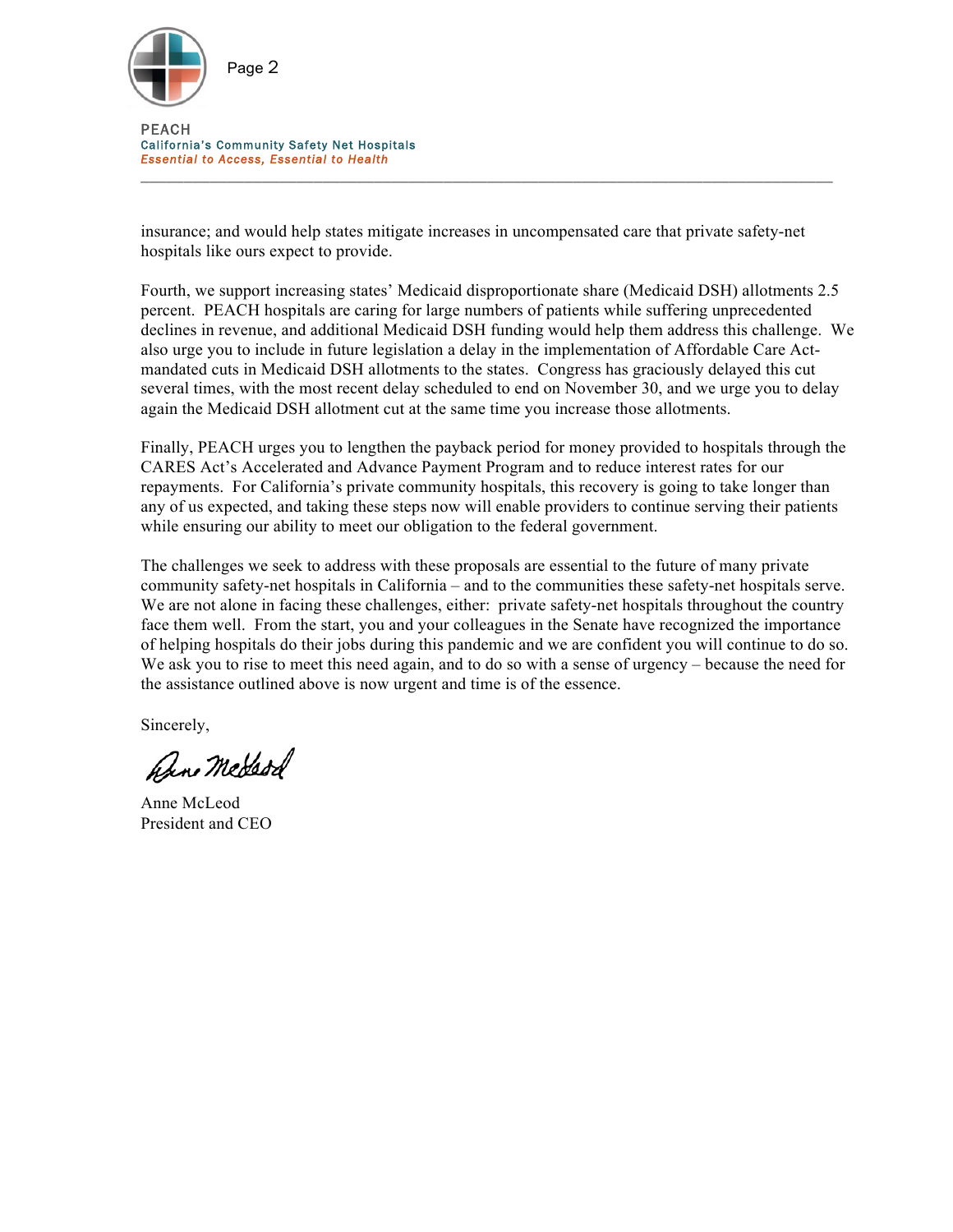insurance; and would help states mitigate increases in uncompensated care that private safety-net hospitals like ours expect to provide.

Fourth, we support increasing states' Medicaid disproportionate share (Medicaid DSH) allotments 2.5 percent. PEACH hospitals are caring for large numbers of patients while suffering unprecedented declines in revenue, and additional Medicaid DSH funding would help them address this challenge. We also urge you to include in future legislation a delay in the implementation of Affordable Care Act-mandated cuts in Medicaid DSH allotments to the states. Congress has graciously delayed this cut several times, with the most recent delay scheduled to end on November 30, and we urge you to delay again the Medicaid DSH allotment cut at the same time you increase those allotments.

Finally, PEACH urges you to lengthen the payback period for money provided to hospitals through the CARES Act's Accelerated and Advance Payment Program and to reduce interest rates for our repayments. For California's private community hospitals, this recovery is going to take longer than any of us expected, and taking these steps now will enable providers to continue serving their patients while ensuring our ability to meet our obligation to the federal government.

The challenges we seek to address with these proposals are essential to the future of many private community safety-net hospitals in California – and to the communities these safety-net hospitals serve. We are not alone in facing these challenges, either: private safety-net hospitals throughout the country face them well. From the start, you and your colleagues in the Senate have recognized the importance of helping hospitals do their jobs during this pandemic and we are confident you will continue to do so. We ask you to rise to meet this need again, and to do so with a sense of urgency – because the need for the assistance outlined above is now urgent and time is of the essence.

Sincerely,

Anne McLeod

Anne McLeod
President and CEO